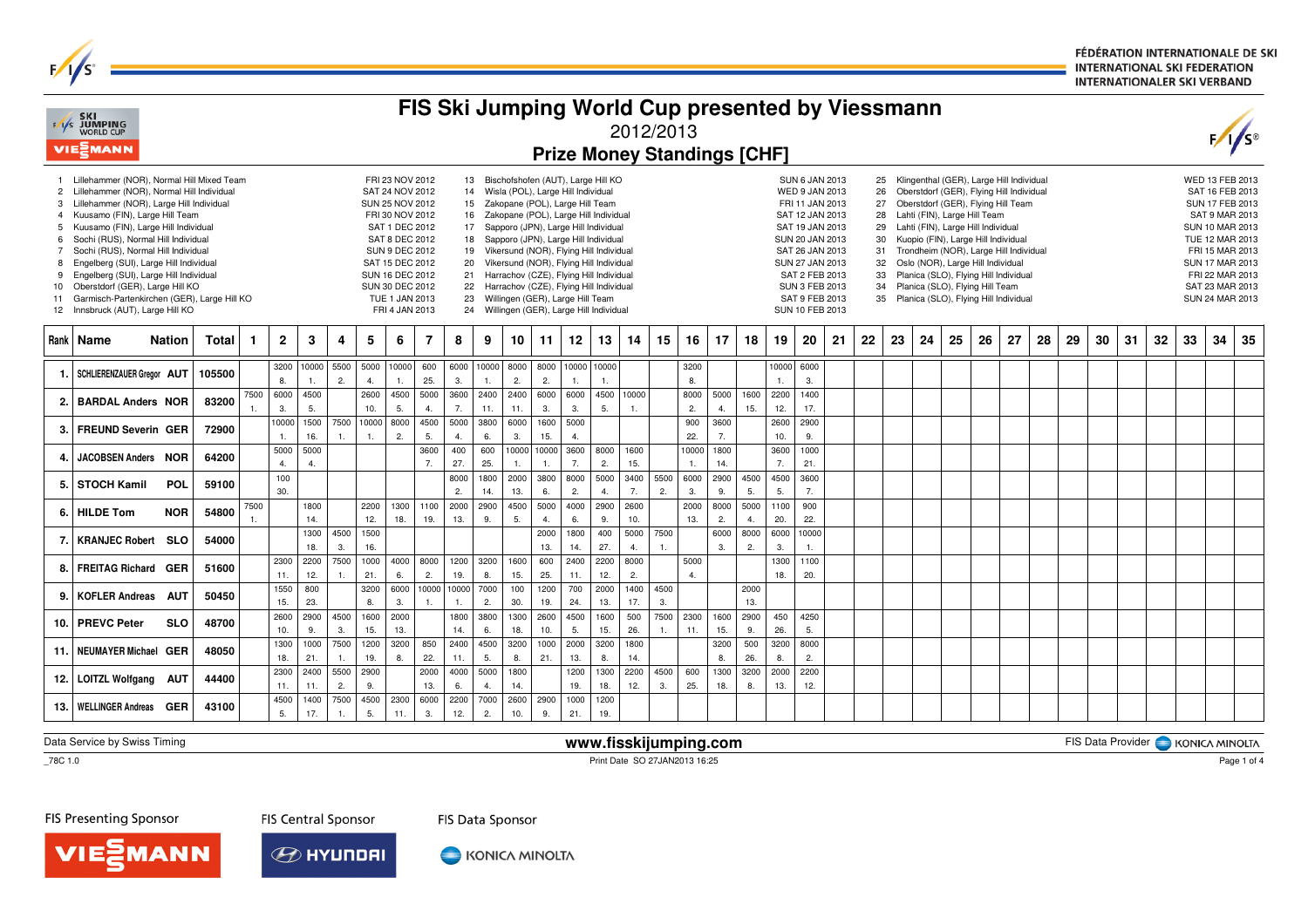FÉDÉRATION INTERNATIONALE DE SKI
INTERNATIONAL SKI FEDERATION
INTERNATIONALER SKI VERBAND

# FIS Ski Jumping World Cup presented by Viessmann

## 2012/2013

### Prize Money Standings [CHF]

1. Lillehammer (NOR), Normal Hill Mixed Team — FRI 23 NOV 2012
2. Lillehammer (NOR), Normal Hill Individual — SAT 24 NOV 2012
3. Lillehammer (NOR), Large Hill Individual — SUN 25 NOV 2012
4. Kuusamo (FIN), Large Hill Team — FRI 30 NOV 2012
5. Kuusamo (FIN), Large Hill Individual — SAT 1 DEC 2012
6. Sochi (RUS), Normal Hill Individual — SAT 8 DEC 2012
7. Sochi (RUS), Normal Hill Individual — SUN 9 DEC 2012
8. Engelberg (SUI), Large Hill Individual — SAT 15 DEC 2012
9. Engelberg (SUI), Large Hill Individual — SUN 16 DEC 2012
10. Oberstdorf (GER), Large Hill KO — SUN 30 DEC 2012
11. Garmisch-Partenkirchen (GER), Large Hill KO — TUE 1 JAN 2013
12. Innsbruck (AUT), Large Hill KO — FRI 4 JAN 2013
13. Bischofshofen (AUT), Large Hill KO — SUN 6 JAN 2013
14. Wisla (POL), Large Hill Individual — WED 9 JAN 2013
15. Zakopane (POL), Large Hill Team — FRI 11 JAN 2013
16. Zakopane (POL), Large Hill Individual — SAT 12 JAN 2013
17. Sapporo (JPN), Large Hill Individual — SAT 19 JAN 2013
18. Sapporo (JPN), Large Hill Individual — SUN 20 JAN 2013
19. Vikersund (NOR), Flying Hill Individual — SAT 26 JAN 2013
20. Vikersund (NOR), Flying Hill Individual — SUN 27 JAN 2013
21. Harrachov (CZE), Flying Hill Individual — SAT 2 FEB 2013
22. Harrachov (CZE), Flying Hill Individual — SUN 3 FEB 2013
23. Willingen (GER), Large Hill Team — SAT 9 FEB 2013
24. Willingen (GER), Large Hill Individual — SUN 10 FEB 2013
25. Klingenthal (GER), Large Hill Individual — WED 13 FEB 2013
26. Oberstdorf (GER), Flying Hill Individual — SAT 16 FEB 2013
27. Oberstdorf (GER), Flying Hill Team — SUN 17 FEB 2013
28. Lahti (FIN), Large Hill Team — SAT 9 MAR 2013
29. Lahti (FIN), Large Hill Individual — SUN 10 MAR 2013
30. Kuopio (FIN), Large Hill Individual — TUE 12 MAR 2013
31. Trondheim (NOR), Large Hill Individual — FRI 15 MAR 2013
32. Oslo (NOR), Large Hill Individual — SUN 17 MAR 2013
33. Planica (SLO), Flying Hill Individual — FRI 22 MAR 2013
34. Planica (SLO), Flying Hill Team — SAT 23 MAR 2013
35. Planica (SLO), Flying Hill Individual — SUN 24 MAR 2013

| Rank | Name | Nation | Total | 1 | 2 | 3 | 4 | 5 | 6 | 7 | 8 | 9 | 10 | 11 | 12 | 13 | 14 | 15 | 16 | 17 | 18 | 19 | 20 | 21 | 22 | 23 | 24 | 25 | 26 | 27 | 28 | 29 | 30 | 31 | 32 | 33 | 34 | 35 |
|---|---|---|---|---|---|---|---|---|---|---|---|---|---|---|---|---|---|---|---|---|---|---|---|---|---|---|---|---|---|---|---|---|---|---|---|---|---|---|
| 1. | SCHLIERENZAUER Gregor | AUT | 105500 | | 3200 8. | 10000 1. | 5500 2. | 5000 4. | 10000 1. | 600 25. | 6000 3. | 10000 1. | 8000 2. | 8000 2. | 10000 1. | 10000 1. | | | 3200 8. | | | 10000 1. | 6000 3. | | | | | | | | | | | | | | | |
| 2. | BARDAL Anders | NOR | 83200 | 7500 1. | 6000 3. | 4500 5. | | 2600 10. | 4500 5. | 5000 4. | 3600 7. | 2400 11. | 2400 11. | 6000 3. | 6000 3. | 4500 5. | 10000 1. | | 8000 2. | 5000 4. | 1600 15. | 2200 12. | 1400 17. | | | | | | | | | | | | | | | |
| 3. | FREUND Severin | GER | 72900 | | 10000 1. | 1500 16. | 7500 1. | 10000 1. | 8000 2. | 4500 5. | 5000 4. | 3800 6. | 6000 3. | 1600 15. | 5000 4. | | | | 900 22. | 3600 7. | | 2600 10. | 2900 9. | | | | | | | | | | | | | | | |
| 4. | JACOBSEN Anders | NOR | 64200 | | 5000 4. | 5000 4. | | | | 3600 7. | 400 27. | 600 25. | 10000 1. | 10000 1. | 3600 7. | 8000 2. | 1600 15. | | 10000 1. | 1800 14. | | 3600 7. | 1000 21. | | | | | | | | | | | | | | | |
| 5. | STOCH Kamil | POL | 59100 | | 100 30. | | | | | | 8000 2. | 1800 14. | 2000 13. | 3800 6. | 8000 2. | 5000 4. | 3400 7. | 5500 2. | 6000 3. | 2900 9. | 4500 5. | 4500 5. | 3600 7. | | | | | | | | | | | | | | | |
| 6. | HILDE Tom | NOR | 54800 | 7500 1. | | 1800 14. | | 2200 12. | 1300 18. | 1100 19. | 2000 13. | 2900 9. | 4500 5. | 5000 4. | 4000 6. | 2900 9. | 2600 10. | | 2000 13. | 8000 2. | 5000 4. | 1100 20. | 900 22. | | | | | | | | | | | | | | | |
| 7. | KRANJEC Robert | SLO | 54000 | | | 1300 18. | 4500 3. | 1500 16. | | | | | | 2000 13. | 1800 14. | 400 27. | 5000 4. | 7500 1. | | 6000 3. | 8000 2. | 6000 3. | 10000 1. | | | | | | | | | | | | | | | |
| 8. | FREITAG Richard | GER | 51600 | | 2300 11. | 2200 12. | 7500 1. | 1000 21. | 4000 6. | 8000 2. | 1200 19. | 3200 8. | 1600 15. | 600 25. | 2400 11. | 2200 12. | 8000 2. | | 5000 4. | | | 1300 18. | 1100 20. | | | | | | | | | | | | | | | |
| 9. | KOFLER Andreas | AUT | 50450 | | 1550 15. | 800 23. | | 3200 8. | 6000 3. | 10000 1. | 10000 1. | 7000 2. | 100 30. | 1200 19. | 700 24. | 2000 13. | 1400 17. | 4500 3. | | | 2000 13. | | | | | | | | | | | | | | | | | |
| 10. | PREVC Peter | SLO | 48700 | | 2600 10. | 2900 9. | 4500 3. | 1600 15. | 2000 13. | | 1800 14. | 3800 6. | 1300 18. | 2600 10. | 4500 5. | 1600 15. | 500 26. | 7500 1. | 2300 11. | 1600 15. | 2900 9. | 450 26. | 4250 5. | | | | | | | | | | | | | | | |
| 11. | NEUMAYER Michael | GER | 48050 | | 1300 18. | 1000 21. | 7500 1. | 1200 19. | 3200 8. | 850 22. | 2400 11. | 4500 5. | 3200 8. | 1000 21. | 2000 13. | 3200 8. | 1800 14. | | | 3200 8. | 500 26. | 3200 8. | 8000 2. | | | | | | | | | | | | | | | |
| 12. | LOITZL Wolfgang | AUT | 44400 | | 2300 11. | 2400 11. | 5500 2. | 2900 9. | | 2000 13. | 4000 6. | 5000 4. | 1800 14. | | 1200 19. | 1300 18. | 2200 12. | 4500 3. | 600 25. | 1300 18. | 3200 8. | 2000 13. | 2200 12. | | | | | | | | | | | | | | | |
| 13. | WELLINGER Andreas | GER | 43100 | | 4500 5. | 1400 17. | 7500 1. | 4500 5. | 2300 11. | 6000 3. | 2200 12. | 7000 2. | 2600 10. | 2900 9. | 1000 21. | 1200 19. | | | | | | | | | | | | | | | | | | | | | | |

Data Service by Swiss Timing — www.fisskijumping.com — FIS Data Provider KONICA MINOLTA

_78C 1.0 — Print Date SO 27JAN2013 16:25

FIS Presenting Sponsor: VIESSMANN — FIS Central Sponsor: HYUNDAI — FIS Data Sponsor: KONICA MINOLTA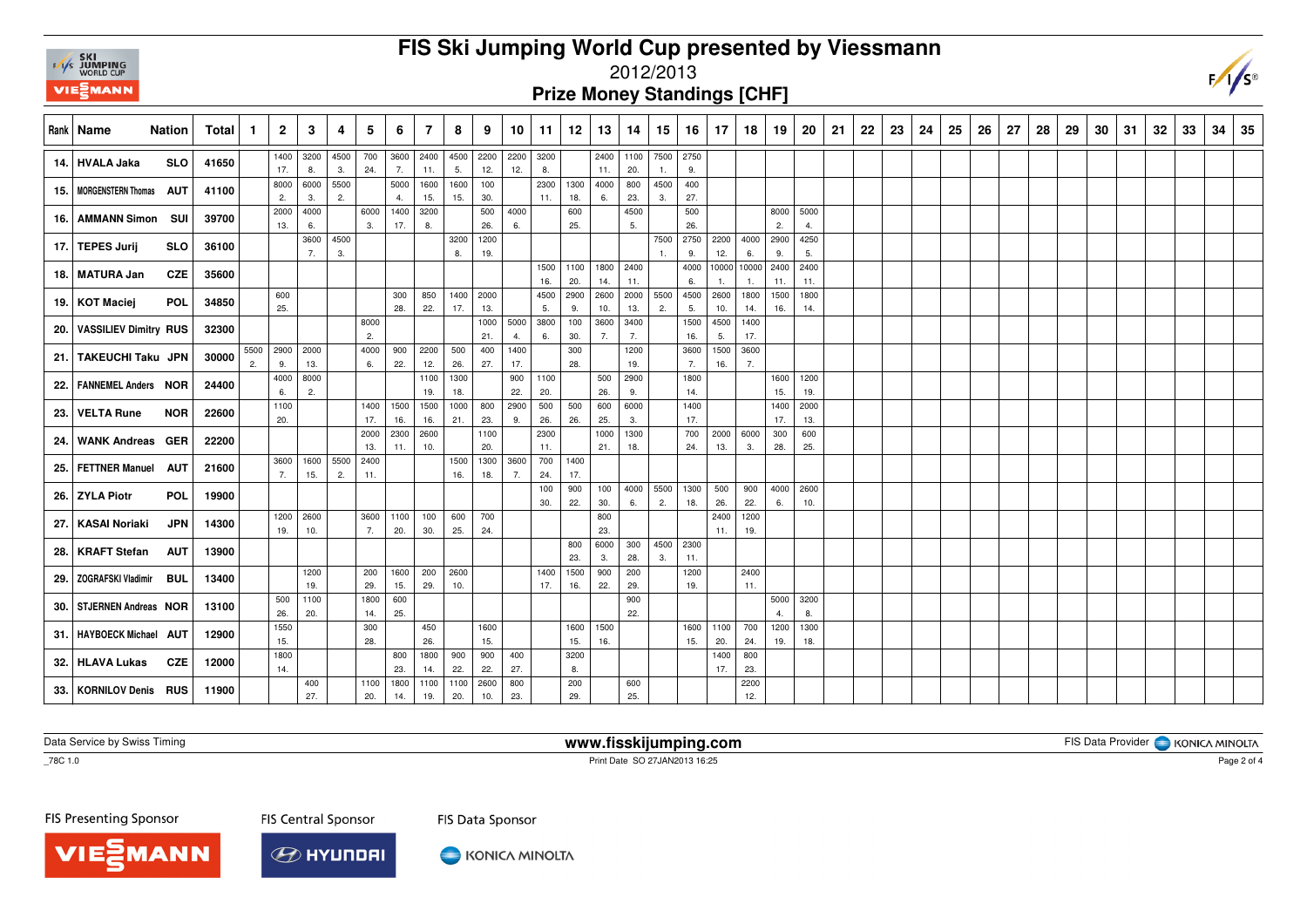# FIS Ski Jumping World Cup presented by Viessmann

2012/2013

## Prize Money Standings [CHF]

| Rank | Name | Nation | Total | 1 | 2 | 3 | 4 | 5 | 6 | 7 | 8 | 9 | 10 | 11 | 12 | 13 | 14 | 15 | 16 | 17 | 18 | 19 | 20 | 21 | 22 | 23 | 24 | 25 | 26 | 27 | 28 | 29 | 30 | 31 | 32 | 33 | 34 | 35 |
|---|---|---|---|---|---|---|---|---|---|---|---|---|---|---|---|---|---|---|---|---|---|---|---|---|---|---|---|---|---|---|---|---|---|---|---|---|---|---|
| 14. | HVALA Jaka | SLO | 41650 | | 1400 17. | 3200 8. | 4500 3. | 700 24. | 3600 7. | 2400 11. | 4500 5. | 2200 12. | 2200 12. | 3200 8. | | 2400 11. | 1100 20. | 7500 1. | 2750 9. | | | | | | | | | | | | | | | | | | | |
| 15. | MORGENSTERN Thomas | AUT | 41100 | | 8000 2. | 6000 3. | 5500 2. | | 5000 4. | 1600 15. | 1600 15. | 100 30. | | 2300 11. | 1300 18. | 4000 6. | 800 23. | 4500 3. | 400 27. | | | | | | | | | | | | | | | | | | | |
| 16. | AMMANN Simon | SUI | 39700 | | 2000 13. | 4000 6. | | 6000 3. | 1400 17. | 3200 8. | | 500 26. | 4000 6. | | 600 25. | | 4500 5. | | 500 26. | | | 8000 2. | 5000 4. | | | | | | | | | | | | | | | |
| 17. | TEPES Jurij | SLO | 36100 | | | 3600 7. | 4500 3. | | | | 3200 8. | 1200 19. | | | | | | 7500 1. | 2750 9. | 2200 12. | 4000 6. | 2900 9. | 4250 5. | | | | | | | | | | | | | | | |
| 18. | MATURA Jan | CZE | 35600 | | | | | | | | | | | 1500 16. | 1100 20. | 1800 14. | 2400 11. | | 4000 6. | 10000 1. | 10000 1. | 2400 11. | 2400 11. | | | | | | | | | | | | | | | |
| 19. | KOT Maciej | POL | 34850 | | 600 25. | | | | 300 28. | 850 22. | 1400 17. | 2000 13. | | 4500 5. | 2900 9. | 2600 10. | 2000 13. | 5500 2. | 4500 5. | 2600 10. | 1800 14. | 1500 16. | 1800 14. | | | | | | | | | | | | | | | |
| 20. | VASSILIEV Dimitry | RUS | 32300 | | | | | 8000 2. | | | | 1000 21. | 5000 4. | 3800 6. | 100 30. | 3600 7. | 3400 7. | | 1500 16. | 4500 5. | 1400 17. | | | | | | | | | | | | | | | | | |
| 21. | TAKEUCHI Taku | JPN | 30000 | 5500 2. | 2900 9. | 2000 13. | | 4000 6. | 900 22. | 2200 12. | 500 26. | 400 27. | 1400 17. | | 300 28. | | 1200 19. | | 3600 7. | 1500 16. | 3600 7. | | | | | | | | | | | | | | | | | |
| 22. | FANNEMEL Anders | NOR | 24400 | | 4000 6. | 8000 2. | | | | 1100 19. | 1300 18. | | 900 22. | 1100 20. | | 500 26. | 2900 9. | | 1800 14. | | | 1600 15. | 1200 19. | | | | | | | | | | | | | | | |
| 23. | VELTA Rune | NOR | 22600 | | 1100 20. | | | 1400 17. | 1500 16. | 1500 16. | 1000 21. | 800 23. | 2900 9. | 500 26. | 500 26. | 600 25. | 6000 3. | | 1400 14. | | | 1400 17. | 2000 13. | | | | | | | | | | | | | | | |
| 24. | WANK Andreas | GER | 22200 | | | | | 2000 13. | 2300 11. | 2600 10. | | 1100 20. | | 2300 11. | | 1000 21. | 1300 18. | | 700 24. | 2000 13. | 6000 3. | 300 28. | 600 25. | | | | | | | | | | | | | | | |
| 25. | FETTNER Manuel | AUT | 21600 | | 3600 7. | 1600 15. | 5500 2. | 2400 11. | | | 1500 16. | 1300 18. | 3600 7. | 700 24. | 1400 17. | | | | | | | | | | | | | | | | | | | | | | | |
| 26. | ZYLA Piotr | POL | 19900 | | | | | | | | | | | 100 30. | 900 22. | 100 30. | 4000 6. | 5500 2. | 1300 18. | 500 26. | 900 22. | 4000 6. | 2600 10. | | | | | | | | | | | | | | | |
| 27. | KASAI Noriaki | JPN | 14300 | | 1200 19. | 2600 10. | | 3600 7. | 1100 20. | 100 30. | 600 25. | 700 24. | | | | 800 23. | | | | 2400 11. | 1200 19. | | | | | | | | | | | | | | | | | |
| 28. | KRAFT Stefan | AUT | 13900 | | | | | | | | | | | | 800 23. | 6000 3. | 300 28. | 4500 3. | 2300 11. | | | | | | | | | | | | | | | | | | | |
| 29. | ZOGRAFSKI Vladimir | BUL | 13400 | | | 1200 19. | | 200 29. | 1600 15. | 200 29. | 2600 10. | | | 1400 17. | 1500 16. | 900 22. | 200 29. | | 1200 19. | | 2400 11. | | | | | | | | | | | | | | | | | |
| 30. | STJERNEN Andreas | NOR | 13100 | | 500 26. | 1100 20. | | 1800 14. | 600 25. | | | | | | | | 900 22. | | | | | 5000 4. | 3200 8. | | | | | | | | | | | | | | | |
| 31. | HAYBOECK Michael | AUT | 12900 | | 1550 15. | | | 300 28. | | 450 26. | | 1600 15. | | | 1600 15. | 1500 16. | | | 1600 15. | 1100 20. | 700 24. | 1200 19. | 1300 18. | | | | | | | | | | | | | | | |
| 32. | HLAVA Lukas | CZE | 12000 | | 1800 14. | | | | 800 23. | 1800 14. | 900 22. | 900 22. | 400 27. | | 3200 8. | | | | | 1400 17. | 800 23. | | | | | | | | | | | | | | | | | |
| 33. | KORNILOV Denis | RUS | 11900 | | | 400 27. | | 1100 20. | 1800 14. | 1100 19. | 1100 20. | 2600 10. | 800 23. | | 200 29. | | 600 25. | | | | 2200 12. | | | | | | | | | | | | | | | | | |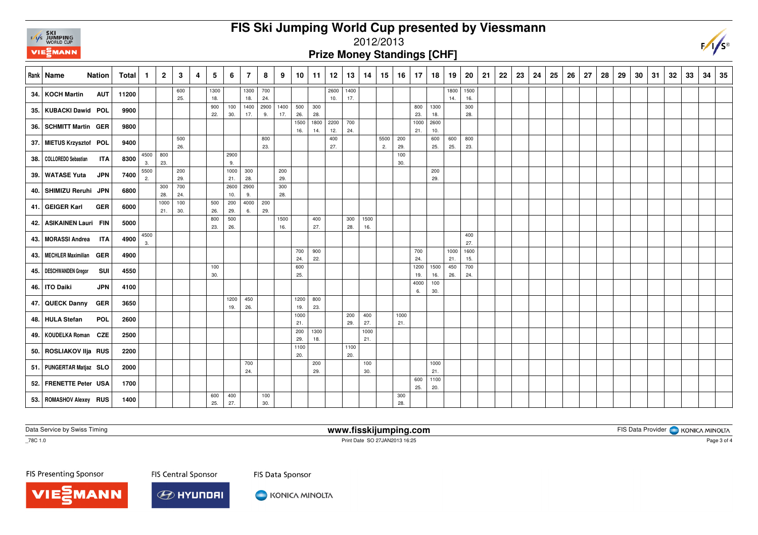# FIS Ski Jumping World Cup presented by Viessmann

2012/2013

## Prize Money Standings [CHF]

| Rank | Name | Nation | Total | 1 | 2 | 3 | 4 | 5 | 6 | 7 | 8 | 9 | 10 | 11 | 12 | 13 | 14 | 15 | 16 | 17 | 18 | 19 | 20 | 21 | 22 | 23 | 24 | 25 | 26 | 27 | 28 | 29 | 30 | 31 | 32 | 33 | 34 | 35 |
|---|---|---|---|---|---|---|---|---|---|---|---|---|---|---|---|---|---|---|---|---|---|---|---|---|---|---|---|---|---|---|---|---|---|---|---|---|---|---|
| 34. | KOCH Martin | AUT | 11200 | | | 600 25. | | 1300 18. | | 1300 18. | 700 24. | | | | 2600 10. | 1400 17. | | | | | | 1800 14. | 1500 16. | | | | | | | | | | | | | | | |
| 35. | KUBACKI Dawid | POL | 9900 | | | | | 900 22. | 100 30. | 1400 17. | 2900 9. | 1400 17. | 500 26. | 300 28. | | | | | | 800 23. | 1300 18. | | 300 28. | | | | | | | | | | | | | | | |
| 36. | SCHMITT Martin | GER | 9800 | | | | | | | | | | 1500 16. | 1800 14. | 2200 12. | 700 24. | | | | 1000 21. | 2600 10. | | | | | | | | | | | | | | | | | |
| 37. | MIETUS Krzysztof | POL | 9400 | | | 500 26. | | | | | 800 23. | | | | 400 27. | | | 5500 2. | 200 29. | | 600 25. | 600 25. | 800 23. | | | | | | | | | | | | | | | |
| 38. | COLLOREDO Sebastian | ITA | 8300 | 4500 3. | 800 23. | | | | 2900 9. | | | | | | | | | | 100 30. | | | | | | | | | | | | | | | | | | | |
| 39. | WATASE Yuta | JPN | 7400 | 5500 2. | | 200 29. | | | 1000 21. | 300 28. | | 200 29. | | | | | | | | | 200 29. | | | | | | | | | | | | | | | | | |
| 40. | SHIMIZU Reruhi | JPN | 6800 | | 300 28. | 700 24. | | | 2600 10. | 2900 9. | | 300 28. | | | | | | | | | | | | | | | | | | | | | | | | | | |
| 41. | GEIGER Karl | GER | 6000 | | 1000 21. | 100 30. | | 500 26. | 200 29. | 4000 6. | 200 29. | | | | | | | | | | | | | | | | | | | | | | | | | | | |
| 42. | ASIKAINEN Lauri | FIN | 5000 | | | | | 800 23. | 500 26. | | | 1500 16. | | 400 27. | | 300 28. | 1500 16. | | | | | | | | | | | | | | | | | | | | | |
| 43. | MORASSI Andrea | ITA | 4900 | 4500 3. | | | | | | | | | | | | | | | | | | | 400 27. | | | | | | | | | | | | | | | |
| 43. | MECHLER Maximilian | GER | 4900 | | | | | | | | | | 700 24. | 900 22. | | | | | | 700 24. | | 1000 21. | 1600 15. | | | | | | | | | | | | | | | |
| 45. | DESCHWANDEN Gregor | SUI | 4550 | | | | | 100 30. | | | | | 600 25. | | | | | | | 1200 19. | 1500 16. | 450 26. | 700 24. | | | | | | | | | | | | | | | |
| 46. | ITO Daiki | JPN | 4100 | | | | | | | | | | | | | | | | | 4000 6. | 100 30. | | | | | | | | | | | | | | | | | |
| 47. | QUECK Danny | GER | 3650 | | | | | | 1200 19. | 450 26. | | | 1200 19. | 800 23. | | | | | | | | | | | | | | | | | | | | | | | | |
| 48. | HULA Stefan | POL | 2600 | | | | | | | | | | 1000 21. | | | 200 29. | 400 27. | | 1000 21. | | | | | | | | | | | | | | | | | | | |
| 49. | KOUDELKA Roman | CZE | 2500 | | | | | | | | | | 200 29. | 1300 18. | | | 1000 21. | | | | | | | | | | | | | | | | | | | | | |
| 50. | ROSLIAKOV Ilja | RUS | 2200 | | | | | | | | | | 1100 20. | | | 1100 20. | | | | | | | | | | | | | | | | | | | | | | |
| 51. | PUNGERTAR Matjaz | SLO | 2000 | | | | | | | 700 24. | | | | 200 29. | | | 100 30. | | | | 1000 21. | | | | | | | | | | | | | | | | | |
| 52. | FRENETTE Peter | USA | 1700 | | | | | | | | | | | | | | | | | 600 25. | 1100 20. | | | | | | | | | | | | | | | | | |
| 53. | ROMASHOV Alexey | RUS | 1400 | | | | | 600 25. | 400 27. | | 100 30. | | | | | | | | 300 28. | | | | | | | | | | | | | | | | | | | |

Data Service by Swiss Timing — www.fisskijumping.com — FIS Data Provider KONICA MINOLTA

_78C 1.0 — Print Date SO 27JAN2013 16:25

FIS Presenting Sponsor: VIESSMANN — FIS Central Sponsor: HYUNDAI — FIS Data Sponsor: KONICA MINOLTA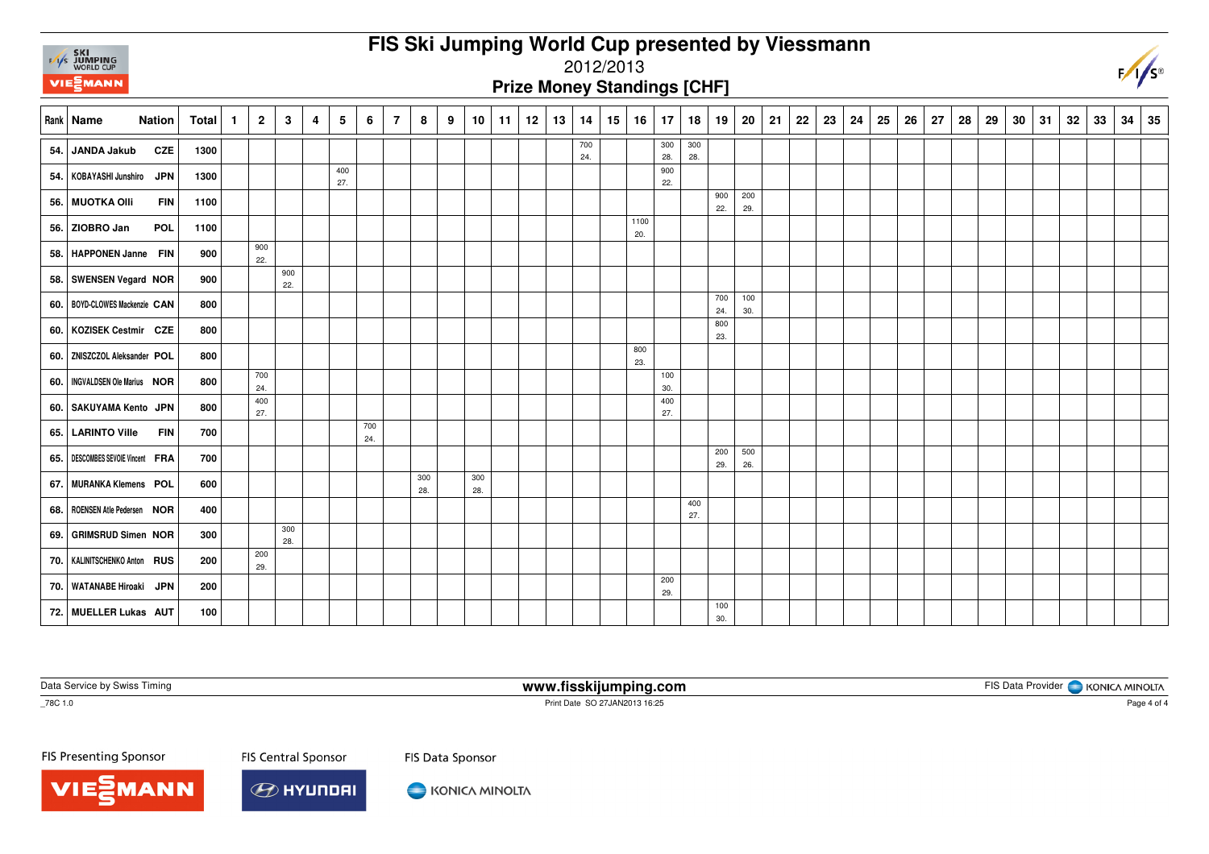# FIS Ski Jumping World Cup presented by Viessmann

2012/2013

## Prize Money Standings [CHF]

| Rank | Name | Nation | Total | 1 | 2 | 3 | 4 | 5 | 6 | 7 | 8 | 9 | 10 | 11 | 12 | 13 | 14 | 15 | 16 | 17 | 18 | 19 | 20 | 21 | 22 | 23 | 24 | 25 | 26 | 27 | 28 | 29 | 30 | 31 | 32 | 33 | 34 | 35 |
|---|---|---|---|---|---|---|---|---|---|---|---|---|---|---|---|---|---|---|---|---|---|---|---|---|---|---|---|---|---|---|---|---|---|---|---|---|---|---|
| 54. | JANDA Jakub | CZE | 1300 | | | | | | | | | | | | | | 700 24. | | | 300 28. | 300 28. | | | | | | | | | | | | | | | | | |
| 54. | KOBAYASHI Junshiro | JPN | 1300 | | | | | 400 27. | | | | | | | | | | | | 900 22. | | | | | | | | | | | | | | | | | | |
| 56. | MUOTKA Olli | FIN | 1100 | | | | | | | | | | | | | | | | | | | 900 22. | 200 29. | | | | | | | | | | | | | | | |
| 56. | ZIOBRO Jan | POL | 1100 | | | | | | | | | | | | | | | | 1100 20. | | | | | | | | | | | | | | | | | | | |
| 58. | HAPPONEN Janne | FIN | 900 | | 900 22. | | | | | | | | | | | | | | | | | | | | | | | | | | | | | | | | | |
| 58. | SWENSEN Vegard | NOR | 900 | | | 900 22. | | | | | | | | | | | | | | | | | | | | | | | | | | | | | | | | |
| 60. | BOYD-CLOWES Mackenzie | CAN | 800 | | | | | | | | | | | | | | | | | | | 700 24. | 100 30. | | | | | | | | | | | | | | | |
| 60. | KOZISEK Cestmir | CZE | 800 | | | | | | | | | | | | | | | | | | | 800 23. | | | | | | | | | | | | | | | | |
| 60. | ZNISZCZOL Aleksander | POL | 800 | | | | | | | | | | | | | | | | 800 23. | | | | | | | | | | | | | | | | | | | |
| 60. | INGVALDSEN Ole Marius | NOR | 800 | | 700 24. | | | | | | | | | | | | | | | 100 30. | | | | | | | | | | | | | | | | | | |
| 60. | SAKUYAMA Kento | JPN | 800 | | 400 27. | | | | | | | | | | | | | | | 400 27. | | | | | | | | | | | | | | | | | | |
| 65. | LARINTO Ville | FIN | 700 | | | | | | 700 24. | | | | | | | | | | | | | | | | | | | | | | | | | | | | | |
| 65. | DESCOMBES SEVOIE Vincent | FRA | 700 | | | | | | | | | | | | | | | | | | | 200 29. | 500 26. | | | | | | | | | | | | | | | |
| 67. | MURANKA Klemens | POL | 600 | | | | | | | | 300 28. | | 300 28. | | | | | | | | | | | | | | | | | | | | | | | | | |
| 68. | ROENSEN Atle Pedersen | NOR | 400 | | | | | | | | | | | | | | | | | | 400 27. | | | | | | | | | | | | | | | | | |
| 69. | GRIMSRUD Simen | NOR | 300 | | | 300 28. | | | | | | | | | | | | | | | | | | | | | | | | | | | | | | | | |
| 70. | KALINITSCHENKO Anton | RUS | 200 | | 200 29. | | | | | | | | | | | | | | | | | | | | | | | | | | | | | | | | | |
| 70. | WATANABE Hiroaki | JPN | 200 | | | | | | | | | | | | | | | | | 200 29. | | | | | | | | | | | | | | | | | | |
| 72. | MUELLER Lukas | AUT | 100 | | | | | | | | | | | | | | | | | | | 100 30. | | | | | | | | | | | | | | | | |

Data Service by Swiss Timing

www.fisskijumping.com

FIS Data Provider KONICA MINOLTA

_78C 1.0

Print Date SO 27JAN2013 16:25

FIS Presenting Sponsor VIESSMANN

FIS Central Sponsor HYUNDAI

FIS Data Sponsor KONICA MINOLTA